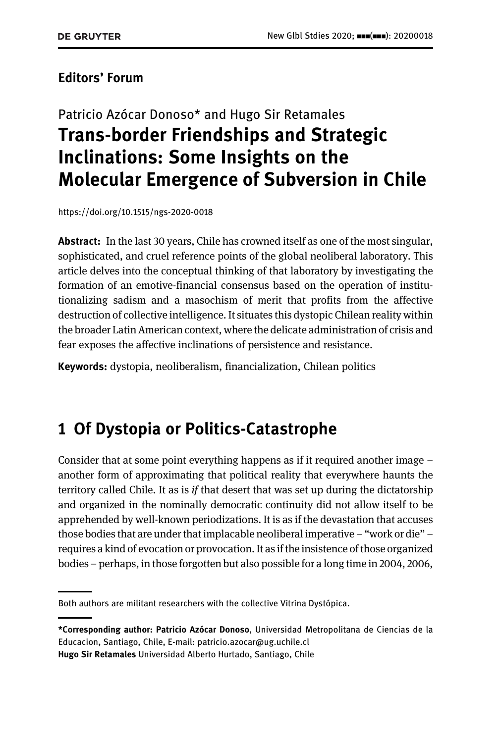**Editors' Forum**

Patricio Azócar Donoso* and Hugo Sir Retamales

# Trans-border Friendships and Strategic Inclinations: Some Insights on the Molecular Emergence of Subversion in Chile

https://doi.org/10.1515/ngs-2020-0018

**Abstract:** In the last 30 years, Chile has crowned itself as one of the most singular, sophisticated, and cruel reference points of the global neoliberal laboratory. This article delves into the conceptual thinking of that laboratory by investigating the formation of an emotive-financial consensus based on the operation of institutionalizing sadism and a masochism of merit that profits from the affective destruction of collective intelligence. It situates this dystopic Chilean reality within the broader Latin American context, where the delicate administration of crisis and fear exposes the affective inclinations of persistence and resistance.

**Keywords:** dystopia, neoliberalism, financialization, Chilean politics

## 1 Of Dystopia or Politics-Catastrophe

Consider that at some point everything happens as if it required another image – another form of approximating that political reality that everywhere haunts the territory called Chile. It as is *if* that desert that was set up during the dictatorship and organized in the nominally democratic continuity did not allow itself to be apprehended by well-known periodizations. It is as if the devastation that accuses those bodies that are under that implacable neoliberal imperative – "work or die" – requires a kind of evocation or provocation. It as if the insistence of those organized bodies – perhaps, in those forgotten but also possible for a long time in 2004, 2006,

---

Both authors are militant researchers with the collective Vitrina Dystópica.

---

***Corresponding author: Patricio Azócar Donoso**, Universidad Metropolitana de Ciencias de la Educacion, Santiago, Chile, E-mail: patricio.azocar@ug.uchile.cl
**Hugo Sir Retamales** Universidad Alberto Hurtado, Santiago, Chile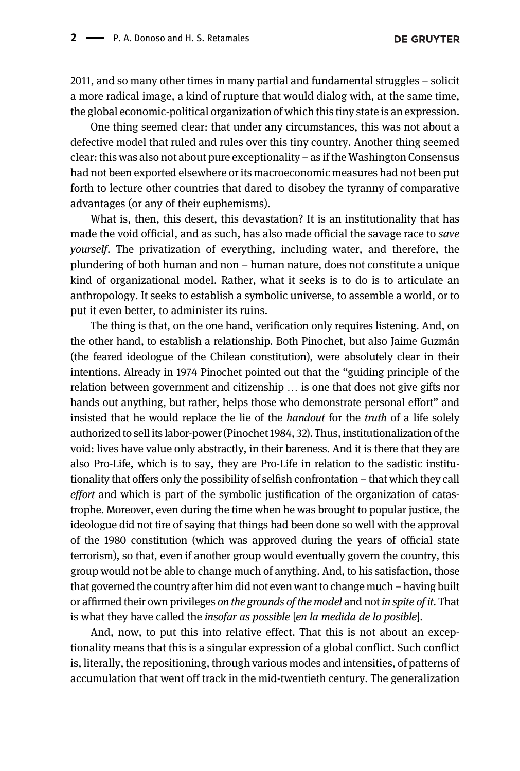2011, and so many other times in many partial and fundamental struggles – solicit a more radical image, a kind of rupture that would dialog with, at the same time, the global economic-political organization of which this tiny state is an expression.

One thing seemed clear: that under any circumstances, this was not about a defective model that ruled and rules over this tiny country. Another thing seemed clear: this was also not about pure exceptionality – as if the Washington Consensus had not been exported elsewhere or its macroeconomic measures had not been put forth to lecture other countries that dared to disobey the tyranny of comparative advantages (or any of their euphemisms).

What is, then, this desert, this devastation? It is an institutionality that has made the void official, and as such, has also made official the savage race to *save yourself*. The privatization of everything, including water, and therefore, the plundering of both human and non – human nature, does not constitute a unique kind of organizational model. Rather, what it seeks is to do is to articulate an anthropology. It seeks to establish a symbolic universe, to assemble a world, or to put it even better, to administer its ruins.

The thing is that, on the one hand, verification only requires listening. And, on the other hand, to establish a relationship. Both Pinochet, but also Jaime Guzmán (the feared ideologue of the Chilean constitution), were absolutely clear in their intentions. Already in 1974 Pinochet pointed out that the "guiding principle of the relation between government and citizenship … is one that does not give gifts nor hands out anything, but rather, helps those who demonstrate personal effort" and insisted that he would replace the lie of the *handout* for the *truth* of a life solely authorized to sell its labor-power (Pinochet 1984, 32). Thus, institutionalization of the void: lives have value only abstractly, in their bareness. And it is there that they are also Pro-Life, which is to say, they are Pro-Life in relation to the sadistic institutionality that offers only the possibility of selfish confrontation – that which they call *effort* and which is part of the symbolic justification of the organization of catastrophe. Moreover, even during the time when he was brought to popular justice, the ideologue did not tire of saying that things had been done so well with the approval of the 1980 constitution (which was approved during the years of official state terrorism), so that, even if another group would eventually govern the country, this group would not be able to change much of anything. And, to his satisfaction, those that governed the country after him did not even want to change much – having built or affirmed their own privileges *on the grounds of the model* and not *in spite of it*. That is what they have called the *insofar as possible* [*en la medida de lo posible*].

And, now, to put this into relative effect. That this is not about an exceptionality means that this is a singular expression of a global conflict. Such conflict is, literally, the repositioning, through various modes and intensities, of patterns of accumulation that went off track in the mid-twentieth century. The generalization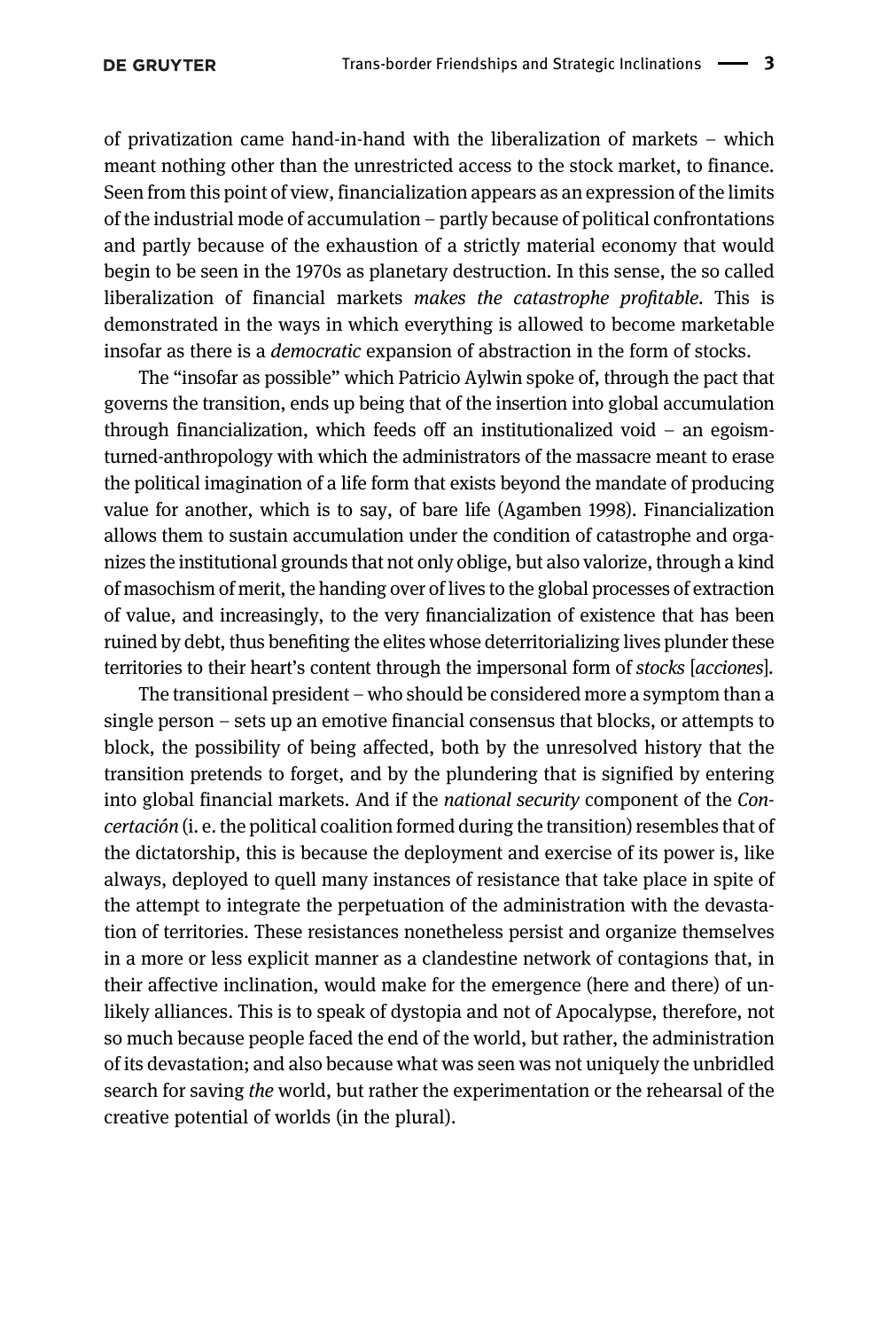of privatization came hand-in-hand with the liberalization of markets – which meant nothing other than the unrestricted access to the stock market, to finance. Seen from this point of view, financialization appears as an expression of the limits of the industrial mode of accumulation – partly because of political confrontations and partly because of the exhaustion of a strictly material economy that would begin to be seen in the 1970s as planetary destruction. In this sense, the so called liberalization of financial markets *makes the catastrophe profitable*. This is demonstrated in the ways in which everything is allowed to become marketable insofar as there is a *democratic* expansion of abstraction in the form of stocks.

The "insofar as possible" which Patricio Aylwin spoke of, through the pact that governs the transition, ends up being that of the insertion into global accumulation through financialization, which feeds off an institutionalized void – an egoism-turned-anthropology with which the administrators of the massacre meant to erase the political imagination of a life form that exists beyond the mandate of producing value for another, which is to say, of bare life (Agamben 1998). Financialization allows them to sustain accumulation under the condition of catastrophe and organizes the institutional grounds that not only oblige, but also valorize, through a kind of masochism of merit, the handing over of lives to the global processes of extraction of value, and increasingly, to the very financialization of existence that has been ruined by debt, thus benefiting the elites whose deterritorializing lives plunder these territories to their heart's content through the impersonal form of *stocks* [*acciones*].

The transitional president – who should be considered more a symptom than a single person – sets up an emotive financial consensus that blocks, or attempts to block, the possibility of being affected, both by the unresolved history that the transition pretends to forget, and by the plundering that is signified by entering into global financial markets. And if the *national security* component of the *Concertación* (i. e. the political coalition formed during the transition) resembles that of the dictatorship, this is because the deployment and exercise of its power is, like always, deployed to quell many instances of resistance that take place in spite of the attempt to integrate the perpetuation of the administration with the devastation of territories. These resistances nonetheless persist and organize themselves in a more or less explicit manner as a clandestine network of contagions that, in their affective inclination, would make for the emergence (here and there) of unlikely alliances. This is to speak of dystopia and not of Apocalypse, therefore, not so much because people faced the end of the world, but rather, the administration of its devastation; and also because what was seen was not uniquely the unbridled search for saving *the* world, but rather the experimentation or the rehearsal of the creative potential of worlds (in the plural).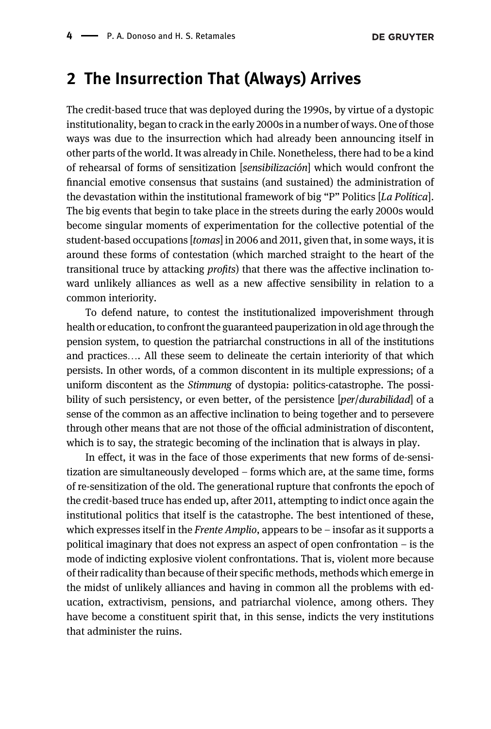## 2 The Insurrection That (Always) Arrives

The credit-based truce that was deployed during the 1990s, by virtue of a dystopic institutionality, began to crack in the early 2000s in a number of ways. One of those ways was due to the insurrection which had already been announcing itself in other parts of the world. It was already in Chile. Nonetheless, there had to be a kind of rehearsal of forms of sensitization [*sensibilización*] which would confront the financial emotive consensus that sustains (and sustained) the administration of the devastation within the institutional framework of big "P" Politics [*La Política*]. The big events that begin to take place in the streets during the early 2000s would become singular moments of experimentation for the collective potential of the student-based occupations [*tomas*] in 2006 and 2011, given that, in some ways, it is around these forms of contestation (which marched straight to the heart of the transitional truce by attacking *profits*) that there was the affective inclination toward unlikely alliances as well as a new affective sensibility in relation to a common interiority.

To defend nature, to contest the institutionalized impoverishment through health or education, to confront the guaranteed pauperization in old age through the pension system, to question the patriarchal constructions in all of the institutions and practices…. All these seem to delineate the certain interiority of that which persists. In other words, of a common discontent in its multiple expressions; of a uniform discontent as the *Stimmung* of dystopia: politics-catastrophe. The possibility of such persistency, or even better, of the persistence [*per/durabilidad*] of a sense of the common as an affective inclination to being together and to persevere through other means that are not those of the official administration of discontent, which is to say, the strategic becoming of the inclination that is always in play.

In effect, it was in the face of those experiments that new forms of de-sensitization are simultaneously developed – forms which are, at the same time, forms of re-sensitization of the old. The generational rupture that confronts the epoch of the credit-based truce has ended up, after 2011, attempting to indict once again the institutional politics that itself is the catastrophe. The best intentioned of these, which expresses itself in the *Frente Amplio*, appears to be – insofar as it supports a political imaginary that does not express an aspect of open confrontation – is the mode of indicting explosive violent confrontations. That is, violent more because of their radicality than because of their specific methods, methods which emerge in the midst of unlikely alliances and having in common all the problems with education, extractivism, pensions, and patriarchal violence, among others. They have become a constituent spirit that, in this sense, indicts the very institutions that administer the ruins.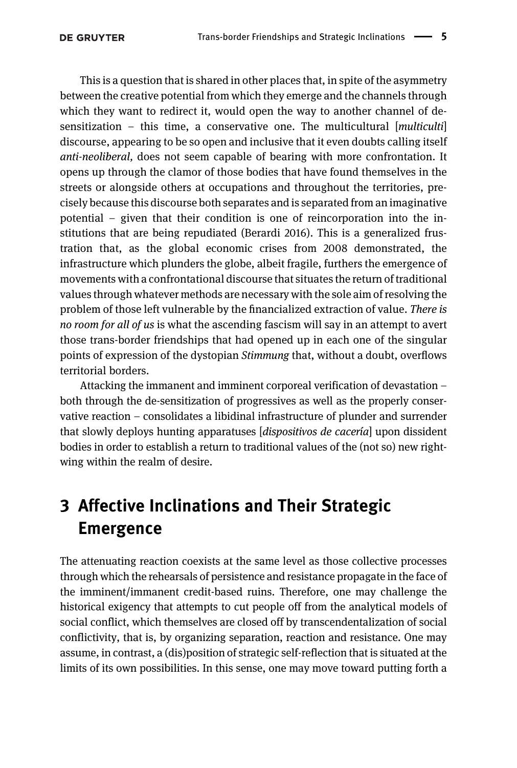This is a question that is shared in other places that, in spite of the asymmetry between the creative potential from which they emerge and the channels through which they want to redirect it, would open the way to another channel of de-sensitization – this time, a conservative one. The multicultural [*multiculti*] discourse, appearing to be so open and inclusive that it even doubts calling itself *anti-neoliberal,* does not seem capable of bearing with more confrontation. It opens up through the clamor of those bodies that have found themselves in the streets or alongside others at occupations and throughout the territories, precisely because this discourse both separates and is separated from an imaginative potential – given that their condition is one of reincorporation into the institutions that are being repudiated (Berardi 2016). This is a generalized frustration that, as the global economic crises from 2008 demonstrated, the infrastructure which plunders the globe, albeit fragile, furthers the emergence of movements with a confrontational discourse that situates the return of traditional values through whatever methods are necessary with the sole aim of resolving the problem of those left vulnerable by the financialized extraction of value. *There is no room for all of us* is what the ascending fascism will say in an attempt to avert those trans-border friendships that had opened up in each one of the singular points of expression of the dystopian *Stimmung* that, without a doubt, overflows territorial borders.

Attacking the immanent and imminent corporeal verification of devastation – both through the de-sensitization of progressives as well as the properly conservative reaction – consolidates a libidinal infrastructure of plunder and surrender that slowly deploys hunting apparatuses [*dispositivos de cacería*] upon dissident bodies in order to establish a return to traditional values of the (not so) new right-wing within the realm of desire.

## 3 Affective Inclinations and Their Strategic Emergence

The attenuating reaction coexists at the same level as those collective processes through which the rehearsals of persistence and resistance propagate in the face of the imminent/immanent credit-based ruins. Therefore, one may challenge the historical exigency that attempts to cut people off from the analytical models of social conflict, which themselves are closed off by transcendentalization of social conflictivity, that is, by organizing separation, reaction and resistance. One may assume, in contrast, a (dis)position of strategic self-reflection that is situated at the limits of its own possibilities. In this sense, one may move toward putting forth a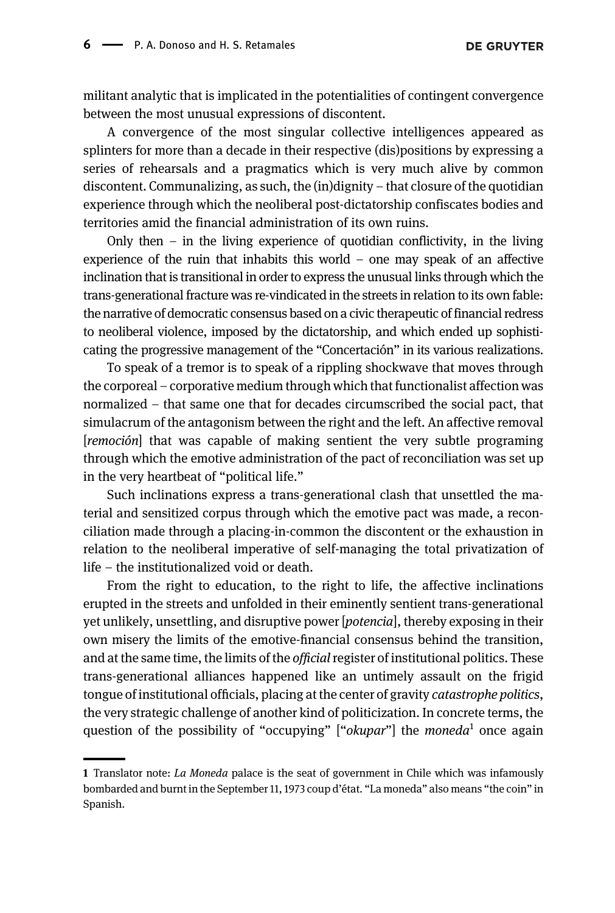militant analytic that is implicated in the potentialities of contingent convergence between the most unusual expressions of discontent.

A convergence of the most singular collective intelligences appeared as splinters for more than a decade in their respective (dis)positions by expressing a series of rehearsals and a pragmatics which is very much alive by common discontent. Communalizing, as such, the (in)dignity – that closure of the quotidian experience through which the neoliberal post-dictatorship confiscates bodies and territories amid the financial administration of its own ruins.

Only then – in the living experience of quotidian conflictivity, in the living experience of the ruin that inhabits this world – one may speak of an affective inclination that is transitional in order to express the unusual links through which the trans-generational fracture was re-vindicated in the streets in relation to its own fable: the narrative of democratic consensus based on a civic therapeutic of financial redress to neoliberal violence, imposed by the dictatorship, and which ended up sophisticating the progressive management of the "Concertación" in its various realizations.

To speak of a tremor is to speak of a rippling shockwave that moves through the corporeal – corporative medium through which that functionalist affection was normalized – that same one that for decades circumscribed the social pact, that simulacrum of the antagonism between the right and the left. An affective removal [*remoción*] that was capable of making sentient the very subtle programing through which the emotive administration of the pact of reconciliation was set up in the very heartbeat of "political life."

Such inclinations express a trans-generational clash that unsettled the material and sensitized corpus through which the emotive pact was made, a reconciliation made through a placing-in-common the discontent or the exhaustion in relation to the neoliberal imperative of self-managing the total privatization of life – the institutionalized void or death.

From the right to education, to the right to life, the affective inclinations erupted in the streets and unfolded in their eminently sentient trans-generational yet unlikely, unsettling, and disruptive power [*potencia*], thereby exposing in their own misery the limits of the emotive-financial consensus behind the transition, and at the same time, the limits of the *official* register of institutional politics. These trans-generational alliances happened like an untimely assault on the frigid tongue of institutional officials, placing at the center of gravity *catastrophe politics*, the very strategic challenge of another kind of politicization. In concrete terms, the question of the possibility of "occupying" ["*okupar*"] the *moneda*[1] once again

---

1 Translator note: *La Moneda* palace is the seat of government in Chile which was infamously bombarded and burnt in the September 11, 1973 coup d'état. "La moneda" also means "the coin" in Spanish.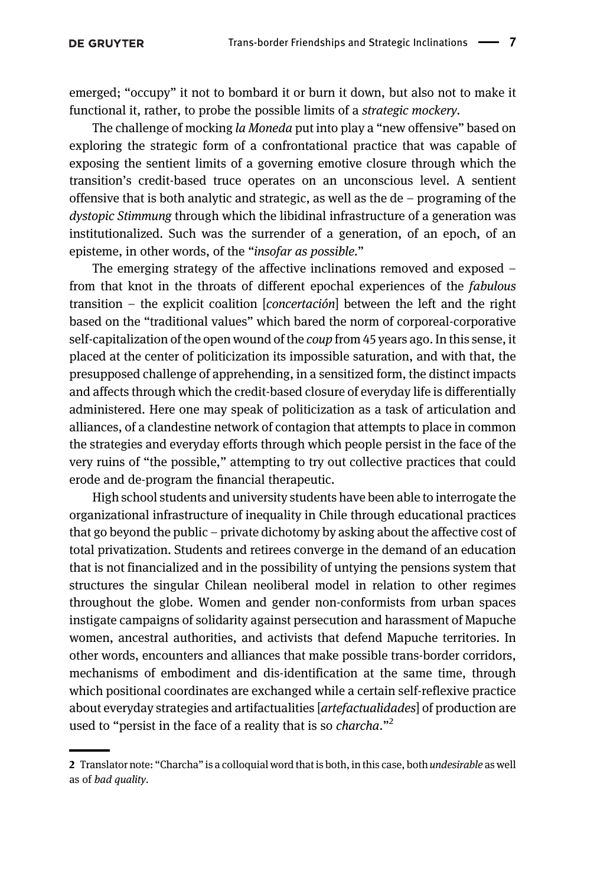emerged; "occupy" it not to bombard it or burn it down, but also not to make it functional it, rather, to probe the possible limits of a *strategic mockery*.

The challenge of mocking *la Moneda* put into play a "new offensive" based on exploring the strategic form of a confrontational practice that was capable of exposing the sentient limits of a governing emotive closure through which the transition's credit-based truce operates on an unconscious level. A sentient offensive that is both analytic and strategic, as well as the de – programing of the *dystopic Stimmung* through which the libidinal infrastructure of a generation was institutionalized. Such was the surrender of a generation, of an epoch, of an episteme, in other words, of the "*insofar as possible*."

The emerging strategy of the affective inclinations removed and exposed – from that knot in the throats of different epochal experiences of the *fabulous* transition – the explicit coalition [*concertación*] between the left and the right based on the "traditional values" which bared the norm of corporeal-corporative self-capitalization of the open wound of the *coup* from 45 years ago. In this sense, it placed at the center of politicization its impossible saturation, and with that, the presupposed challenge of apprehending, in a sensitized form, the distinct impacts and affects through which the credit-based closure of everyday life is differentially administered. Here one may speak of politicization as a task of articulation and alliances, of a clandestine network of contagion that attempts to place in common the strategies and everyday efforts through which people persist in the face of the very ruins of "the possible," attempting to try out collective practices that could erode and de-program the financial therapeutic.

High school students and university students have been able to interrogate the organizational infrastructure of inequality in Chile through educational practices that go beyond the public – private dichotomy by asking about the affective cost of total privatization. Students and retirees converge in the demand of an education that is not financialized and in the possibility of untying the pensions system that structures the singular Chilean neoliberal model in relation to other regimes throughout the globe. Women and gender non-conformists from urban spaces instigate campaigns of solidarity against persecution and harassment of Mapuche women, ancestral authorities, and activists that defend Mapuche territories. In other words, encounters and alliances that make possible trans-border corridors, mechanisms of embodiment and dis-identification at the same time, through which positional coordinates are exchanged while a certain self-reflexive practice about everyday strategies and artifactualities [*artefactualidades*] of production are used to "persist in the face of a reality that is so *charcha*."[2]

---

**2** Translator note: "Charcha" is a colloquial word that is both, in this case, both *undesirable* as well as of *bad quality*.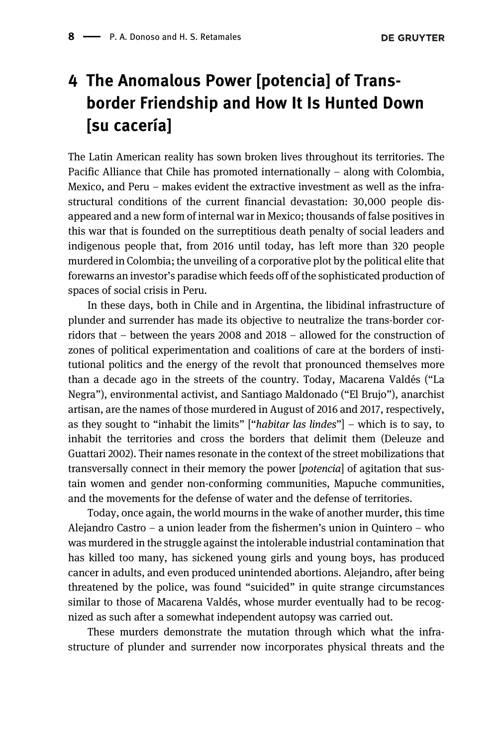# 4 The Anomalous Power [potencia] of Trans-border Friendship and How It Is Hunted Down [su cacería]

The Latin American reality has sown broken lives throughout its territories. The Pacific Alliance that Chile has promoted internationally – along with Colombia, Mexico, and Peru – makes evident the extractive investment as well as the infrastructural conditions of the current financial devastation: 30,000 people disappeared and a new form of internal war in Mexico; thousands of false positives in this war that is founded on the surreptitious death penalty of social leaders and indigenous people that, from 2016 until today, has left more than 320 people murdered in Colombia; the unveiling of a corporative plot by the political elite that forewarns an investor's paradise which feeds off of the sophisticated production of spaces of social crisis in Peru.

In these days, both in Chile and in Argentina, the libidinal infrastructure of plunder and surrender has made its objective to neutralize the trans-border corridors that – between the years 2008 and 2018 – allowed for the construction of zones of political experimentation and coalitions of care at the borders of institutional politics and the energy of the revolt that pronounced themselves more than a decade ago in the streets of the country. Today, Macarena Valdés ("La Negra"), environmental activist, and Santiago Maldonado ("El Brujo"), anarchist artisan, are the names of those murdered in August of 2016 and 2017, respectively, as they sought to "inhabit the limits" ["*habitar las lindes*"] – which is to say, to inhabit the territories and cross the borders that delimit them (Deleuze and Guattari 2002). Their names resonate in the context of the street mobilizations that transversally connect in their memory the power [*potencia*] of agitation that sustain women and gender non-conforming communities, Mapuche communities, and the movements for the defense of water and the defense of territories.

Today, once again, the world mourns in the wake of another murder, this time Alejandro Castro – a union leader from the fishermen's union in Quintero – who was murdered in the struggle against the intolerable industrial contamination that has killed too many, has sickened young girls and young boys, has produced cancer in adults, and even produced unintended abortions. Alejandro, after being threatened by the police, was found "suicided" in quite strange circumstances similar to those of Macarena Valdés, whose murder eventually had to be recognized as such after a somewhat independent autopsy was carried out.

These murders demonstrate the mutation through which what the infrastructure of plunder and surrender now incorporates physical threats and the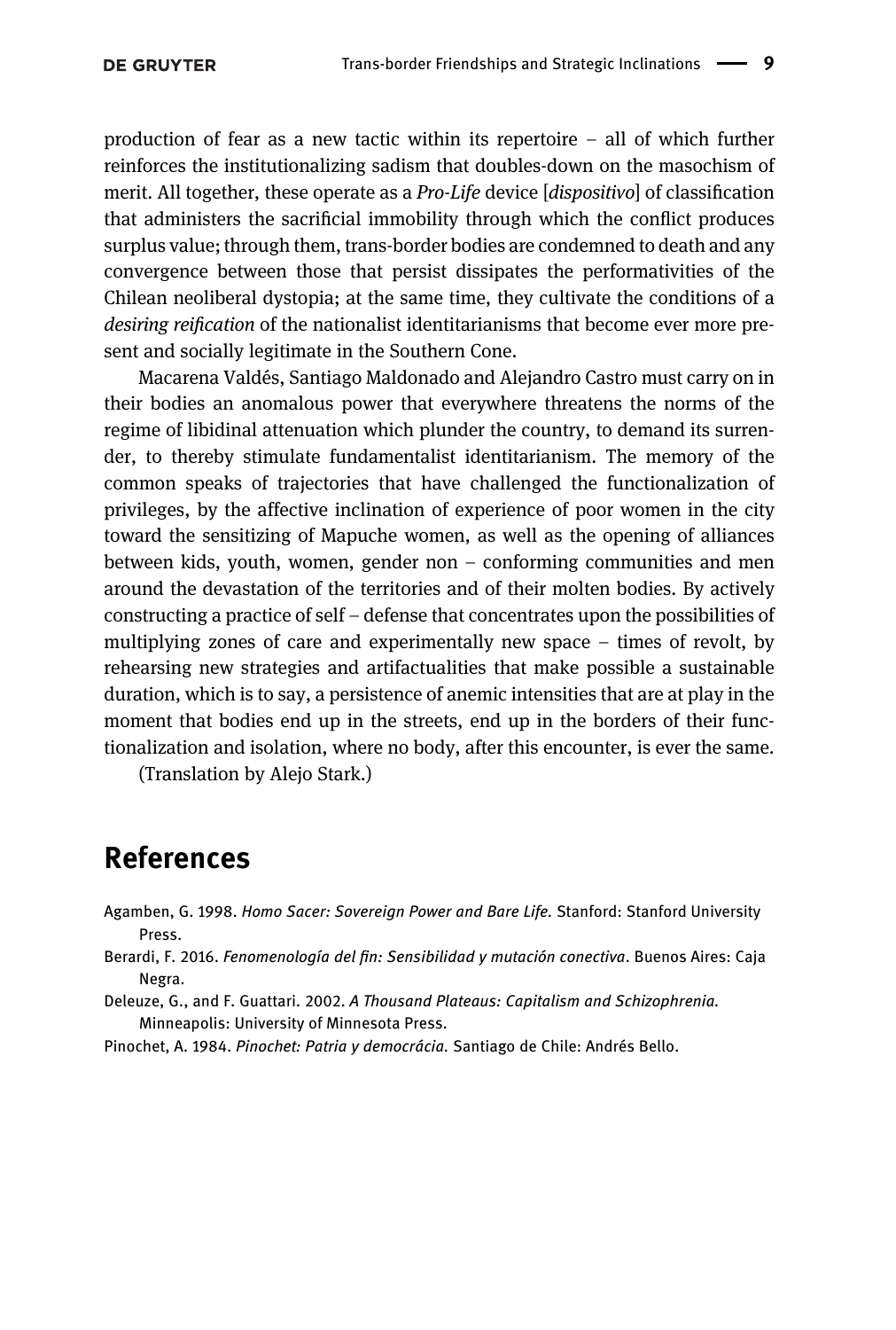production of fear as a new tactic within its repertoire – all of which further reinforces the institutionalizing sadism that doubles-down on the masochism of merit. All together, these operate as a *Pro-Life* device [*dispositivo*] of classification that administers the sacrificial immobility through which the conflict produces surplus value; through them, trans-border bodies are condemned to death and any convergence between those that persist dissipates the performativities of the Chilean neoliberal dystopia; at the same time, they cultivate the conditions of a *desiring reification* of the nationalist identitarianisms that become ever more present and socially legitimate in the Southern Cone.

Macarena Valdés, Santiago Maldonado and Alejandro Castro must carry on in their bodies an anomalous power that everywhere threatens the norms of the regime of libidinal attenuation which plunder the country, to demand its surrender, to thereby stimulate fundamentalist identitarianism. The memory of the common speaks of trajectories that have challenged the functionalization of privileges, by the affective inclination of experience of poor women in the city toward the sensitizing of Mapuche women, as well as the opening of alliances between kids, youth, women, gender non – conforming communities and men around the devastation of the territories and of their molten bodies. By actively constructing a practice of self – defense that concentrates upon the possibilities of multiplying zones of care and experimentally new space – times of revolt, by rehearsing new strategies and artifactualities that make possible a sustainable duration, which is to say, a persistence of anemic intensities that are at play in the moment that bodies end up in the streets, end up in the borders of their functionalization and isolation, where no body, after this encounter, is ever the same.

(Translation by Alejo Stark.)

## References

Agamben, G. 1998. *Homo Sacer: Sovereign Power and Bare Life.* Stanford: Stanford University Press.

Berardi, F. 2016. *Fenomenología del fin: Sensibilidad y mutación conectiva*. Buenos Aires: Caja Negra.

Deleuze, G., and F. Guattari. 2002. *A Thousand Plateaus: Capitalism and Schizophrenia.* Minneapolis: University of Minnesota Press.

Pinochet, A. 1984. *Pinochet: Patria y democrácia.* Santiago de Chile: Andrés Bello.